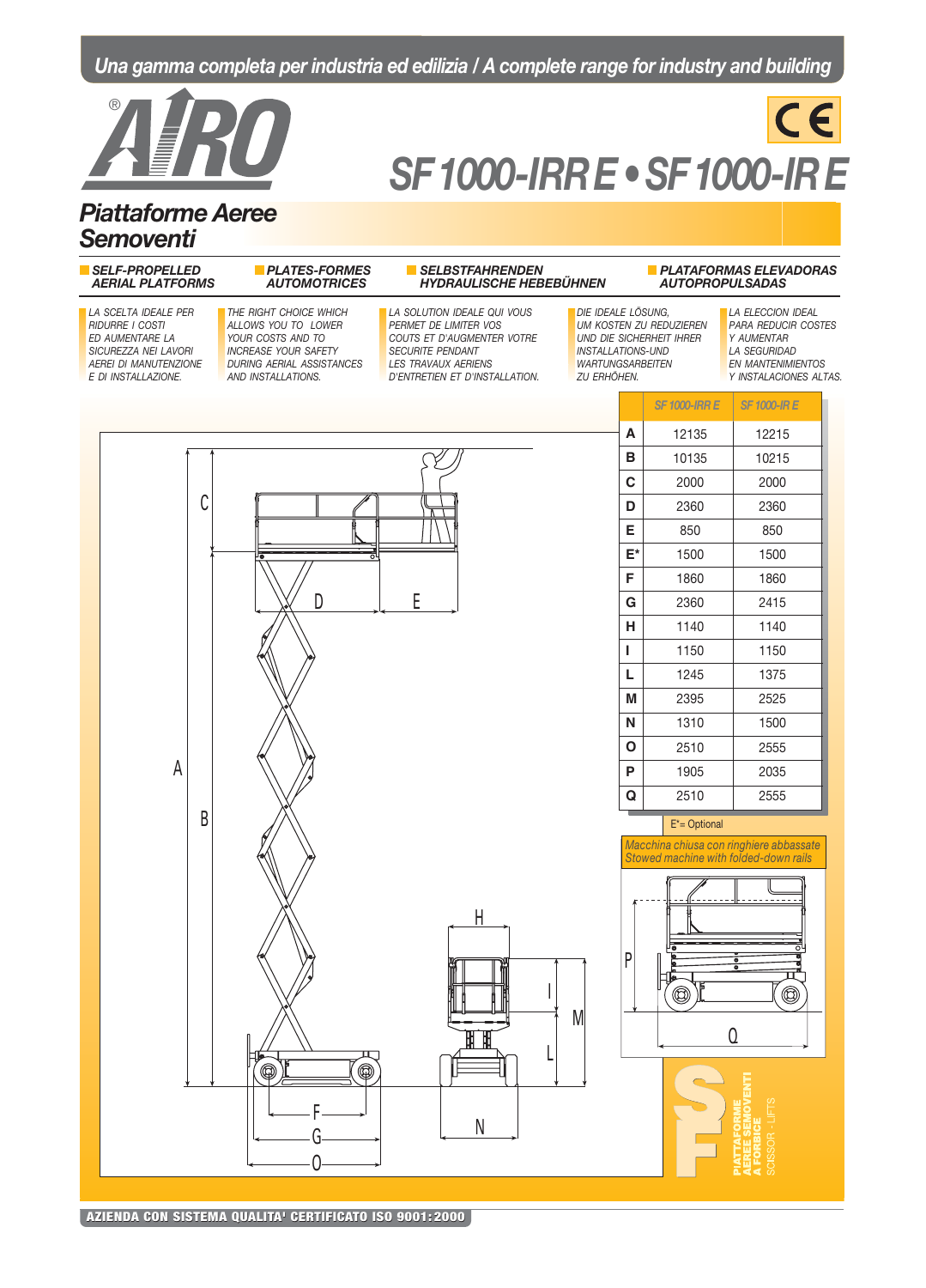*Una gamma completa per industria ed edilizia / A complete range for industry and building*

AIRO®

# SF 1000-IRR E • SF 1000-IR E

## Piattaforme Aeree Semoventi

**SELF-PROPELLED AERIAL PLATFORMS** — **PLATES-FORMES AUTOMOTRICES** — **SELBSTFAHRENDEN HYDRAULISCHE HEBEBÜHNEN** — **PLATAFORMAS ELEVADORAS AUTOPROPULSADAS**

LA SCELTA IDEALE PER RIDURRE I COSTI ED AUMENTARE LA SICUREZZA NEI LAVORI AEREI DI MANUTENZIONE E DI INSTALLAZIONE.

THE RIGHT CHOICE WHICH ALLOWS YOU TO LOWER YOUR COSTS AND TO INCREASE YOUR SAFETY DURING AERIAL ASSISTANCES AND INSTALLATIONS.

LA SOLUTION IDEALE QUI VOUS PERMET DE LIMITER VOS COUTS ET D'AUGMENTER VOTRE SECURITE PENDANT LES TRAVAUX AERIENS D'ENTRETIEN ET D'INSTALLATION.

DIE IDEALE LÖSUNG, UM KOSTEN ZU REDUZIEREN UND DIE SICHERHEIT IHRER INSTALLATIONS-UND WARTUNGSARBEITEN ZU ERHÖHEN.

LA ELECCION IDEAL PARA REDUCIR COSTES Y AUMENTAR LA SEGURIDAD EN MANTENIMIENTOS Y INSTALACIONES ALTAS.

| | SF 1000-IRR E | SF 1000-IR E |
|---|---|---|
| A | 12135 | 12215 |
| B | 10135 | 10215 |
| C | 2000 | 2000 |
| D | 2360 | 2360 |
| E | 850 | 850 |
| E* | 1500 | 1500 |
| F | 1860 | 1860 |
| G | 2360 | 2415 |
| H | 1140 | 1140 |
| I | 1150 | 1150 |
| L | 1245 | 1375 |
| M | 2395 | 2525 |
| N | 1310 | 1500 |
| O | 2510 | 2555 |
| P | 1905 | 2035 |
| Q | 2510 | 2555 |

E*= Optional

*Macchina chiusa con ringhiere abbassate*
*Stowed machine with folded-down rails*

SF — PIATTAFORME AEREE SEMOVENTI A FORBICE — SCISSOR - LIFTS

**AZIENDA CON SISTEMA QUALITA' CERTIFICATO ISO 9001:2000**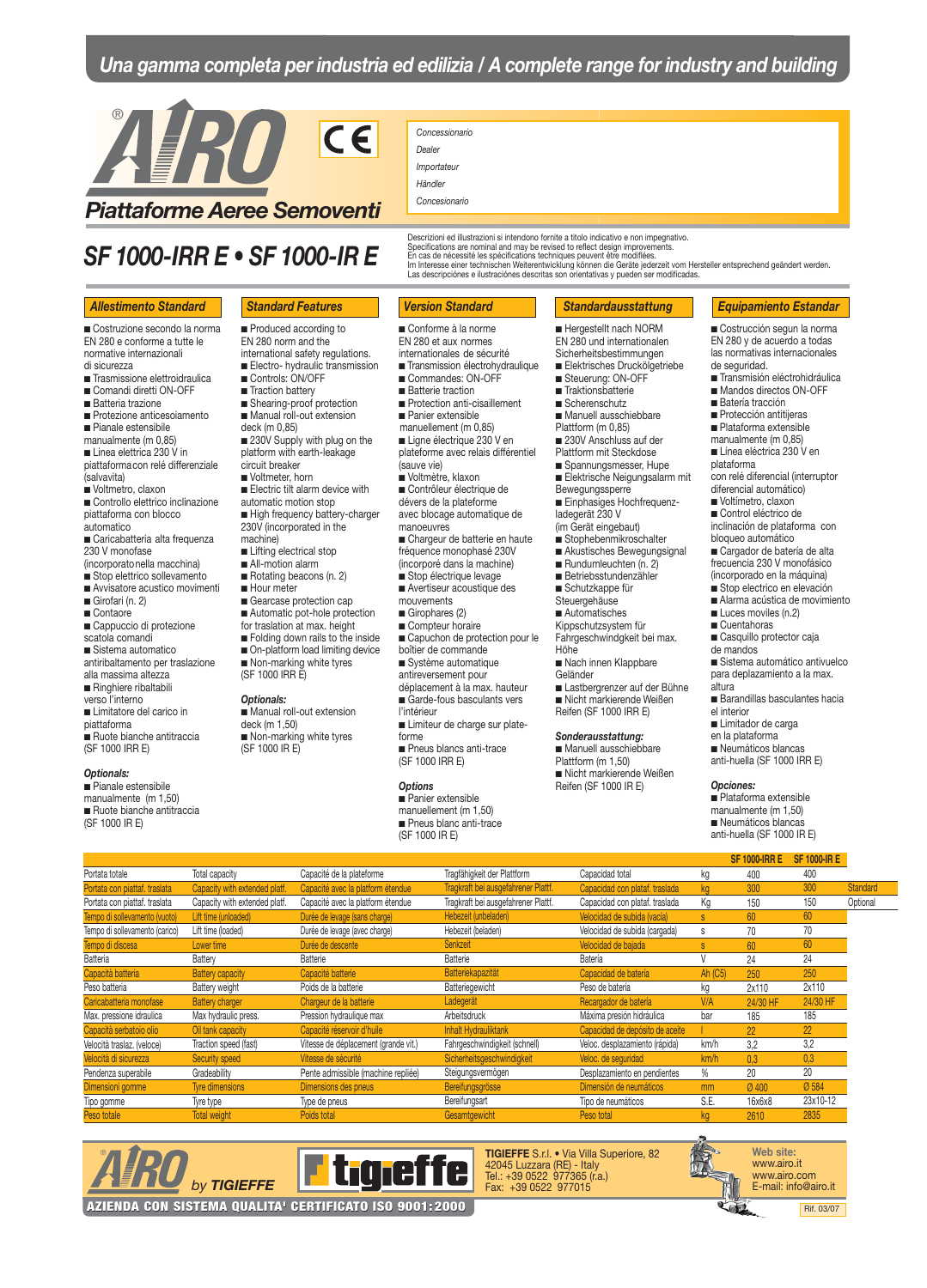# Una gamma completa per industria ed edilizia / A complete range for industry and building

**AIRO** ®

**Piattaforme Aeree Semoventi**

Concessionario
Dealer
Importateur
Händler
Concesionario

## SF 1000-IRR E • SF 1000-IR E

Descrizioni ed illustrazioni si intendono fornite a titolo indicativo e non impegnativo.
Specifications are nominal and may be revised to reflect design improvements.
En cas de nécessité les spécifications techniques peuvent être modifiées.
Im Interesse einer technischen Weiterentwicklung können die Geräte jederzeit vom Hersteller entsprechend geändert werden.
Las descripciónes e ilustraciónes descritas son orientativas y pueden ser modificadas.

### Allestimento Standard

- Costruzione secondo la norma EN 280 e conforme a tutte le normative internazionali di sicurezza
- Trasmissione elettroidraulica
- Comandi diretti ON-OFF
- Batteria trazione
- Protezione anticesoiamento
- Pianale estensibile manualmente (m 0,85)
- Linea elettrica 230 V in piattaformacon relé differenziale (salvavita)
- Voltmetro, claxon
- Controllo elettrico inclinazione piattaforma con blocco automatico
- Caricabatteria alta frequenza 230 V monofase (incorporatonella macchina)
- Stop elettrico sollevamento
- Avvisatore acustico movimenti
- Girofari (n. 2)
- Contaore
- Cappuccio di protezione scatola comandi
- Sistema automatico antiribaltamento per traslazione alla massima altezza
- Ringhiere ribaltabili verso l'interno
- Limitatore del carico in piattaforma
- Ruote bianche antitraccia (SF 1000 IRR E)

**Optionals:**
- Pianale estensibile manualmente (m 1,50)
- Ruote bianche antitraccia (SF 1000 IR E)

### Standard Features

- Produced according to EN 280 norm and the international safety regulations.
- Electro- hydraulic transmission
- Controls: ON/OFF
- Traction battery
- Shearing-proof protection
- Manual roll-out extension deck (m 0,85)
- 230V Supply with plug on the platform with earth-leakage circuit breaker
- Voltmeter, horn
- Electric tilt alarm device with automatic motion stop
- High frequency battery-charger 230V (incorporated in the machine)
- Lifting electrical stop
- All-motion alarm
- Rotating beacons (n. 2)
- Hour meter
- Gearcase protection cap
- Automatic pot-hole protection for translation at max. height
- Folding down rails to the inside
- On-platform load limiting device
- Non-marking white tyres (SF 1000 IRR E)

**Optionals:**
- Manual roll-out extension deck (m 1,50)
- Non-marking white tyres (SF 1000 IR E)

### Version Standard

- Conforme à la norme EN 280 et aux normes internationales de sécurité
- Transmission électrohydraulique
- Commandes: ON-OFF
- Batterie traction
- Protection anti-cisaillement
- Panier extensible manuellement (m 0,85)
- Ligne électrique 230 V en plateforme avec relais différentiel (sauve vie)
- Voltmètre, klaxon
- Contrôleur électrique de dévers de la plateforme avec blocage automatique de manoeuvres
- Chargeur de batteries en haute fréquence monophasé 230V (incorporé dans la machine)
- Stop électrique levage
- Avertiseur acoustique des mouvements
- Girophares (2)
- Compteur horaire
- Capuchon de protection pour le boîtier de commande
- Système automatique antirenversement pour déplacement à la max. hauteur
- Garde-fous basculants vers l'intérieur
- Limiteur de charge sur plate-forme
- Pneus blancs anti-trace (SF 1000 IRR E)

**Options**
- Panier extensible manuellement (m 1,50)
- Pneus blanc anti-trace (SF 1000 IR E)

### Standardausstattung

- Hergestellt nach NORM EN 280 und internationalen Sicherheitsbestimmungen
- Elektrisches Druckölgetriebe
- Steuerung: ON-OFF
- Traktionsbatterie
- Scherenschutz
- Manuell ausschiebbare Plattform (m 0,85)
- 230V Anschluss auf der Plattform mit Steckdose
- Spannungsmesser, Hupe
- Elektrische Neigungsalarm mit Bewegungssperre
- Einphasiges Hochfrequenz-ladegerät 230 V (im Gerät eingebaut)
- Stophebenmikroschalter
- Akustisches Bewegungsignal
- Rundumleuchten (n. 2)
- Betriebsstundenzähler
- Schutzkappe für Steuergehäuse
- Automatisches Kippschutzsystem für Fahrgeschwindigkeit bei max. Höhe
- Nach innen Klappbare Geländer
- Lastbergrenzer auf der Bühne
- Nicht markierende Weißen Reifen (SF 1000 IRR E)

**Sonderausstattung:**
- Manuell ausschiebbare Plattform (m 1,50)
- Nicht markierende Weißen Reifen (SF 1000 IR E)

### Equipamiento Estandar

- Costrucción segun la norma EN 280 y de acuerdo a todas las normativas internacionales de seguridad.
- Transmisión eléctrohidráulica
- Mandos directos ON-OFF
- Batería tracción
- Protección antitijeras
- Plataforma extensible manualmente (m 0,85)
- Línea eléctrica 230 V en plataforma con relé diferencial (interruptor diferencial automático)
- Voltímetro, claxon
- Control eléctrico de inclinación de plataforma con bloqueo automático
- Cargador de batería de alta frecuencia 230 V monofásico (incorporado en la máquina)
- Stop electrico en elevación
- Alarma acústica de movimiento
- Luces moviles (n.2)
- Cuentahoras
- Casquillo protector caja de mandos
- Sistema automático antivuelco para deplazamiento a la max. altura
- Barandillas basculantes hacia el interior
- Limitador de carga en la plataforma
- Neumáticos blancas anti-huella (SF 1000 IRR E)

**Opciones:**
- Plataforma extensible manualmente (m 1,50)
- Neumáticos blancas anti-huella (SF 1000 IR E)

| | | | | | | SF 1000-IRR E | SF 1000-IR E | |
|---|---|---|---|---|---|---|---|---|
| Portata totale | Total capacity | Capacité de la plateforme | Tragfähigkeit der Plattform | Capacidad total | kg | 400 | 400 | |
| Portata con piattaf. traslata | Capacity with extended platf. | Capacité avec la platform étendue | Tragkraft bei ausgefahrener Plattf. | Capacidad con plataf. traslada | kg | 300 | 300 | Standard |
| Portata con piattaf. traslata | Capacity with extended platf. | Capacité avec la platform étendue | Tragkraft bei ausgefahrener Plattf. | Capacidad con plataf. traslada | Kg | 150 | 150 | Optional |
| Tempo di sollevamento (vuoto) | Lift time (unloaded) | Durée de levage (sans charge) | Hebezeit (unbeladen) | Velocidad de subida (vacia) | s | 60 | 60 | |
| Tempo di sollevamento (carico) | Lift time (loaded) | Durée de levage (avec charge) | Hebezeit (beladen) | Velocidad de subida (cargada) | s | 70 | 70 | |
| Tempo di discesa | Lower time | Durée de descente | Senkzeit | Velocidad de bajada | s | 60 | 60 | |
| Batteria | Battery | Batterie | Batterie | Batería | V | 24 | 24 | |
| Capacità batteria | Battery capacity | Capacité batterie | Batteriekapazität | Capacidad de batería | Ah (C5) | 250 | 250 | |
| Peso batteria | Battery weight | Poids de la batterie | Batteriegewicht | Peso de batería | kg | 2x110 | 2x110 | |
| Caricabatteria monofase | Battery charger | Chargeur de la batterie | Ladegerät | Recargador de batería | V/A | 24/30 HF | 24/30 HF | |
| Max. pressione idraulica | Max hydraulic press. | Pression hydraulique max | Arbeitsdruck | Máxima presión hidráulica | bar | 185 | 185 | |
| Capacità serbatoio olio | Oil tank capacity | Capacité réservoir d'huile | Inhalt Hydrauliktank | Capacidad de depósito de aceite | l | 22 | 22 | |
| Velocità traslaz. (veloce) | Traction speed (fast) | Vitesse de déplacement (grande vit.) | Fahrgeschwindigkeit (schnell) | Veloc. desplazamiento (rápida) | km/h | 3,2 | 3,2 | |
| Velocità di sicurezza | Security speed | Vitesse de sécurité | Sicherheitsgeschwindigkeit | Veloc. de seguridad | km/h | 0,3 | 0,3 | |
| Pendenza superabile | Gradeability | Pente admissible (machine repliée) | Steigungsvermögen | Desplazamiento en pendientes | % | 20 | 20 | |
| Dimensioni gomme | Tyre dimensions | Dimensions des pneus | Bereifungsgrösse | Dimensión de neumáticos | mm | Ø 400 | Ø 584 | |
| Tipo gomme | Tyre type | Type de pneus | Bereifungsart | Tipo de neumáticos | S.E. | 16x6x8 | 23x10-12 | |
| Peso totale | Total weight | Poids total | Gesamtgewicht | Peso total | kg | 2610 | 2835 | |

**AIRO** by TIGIEFFE — tigieffe

**TIGIEFFE S.r.l.** • Via Villa Superiore, 82
42045 Luzzara (RE) - Italy
Tel.: +39 0522 977365 (r.a.)
Fax: +39 0522 977015

**Web site:**
www.airo.it
www.airo.com
E-mail: info@airo.it

AZIENDA CON SISTEMA QUALITA' CERTIFICATO ISO 9001:2000

Rif. 03/07